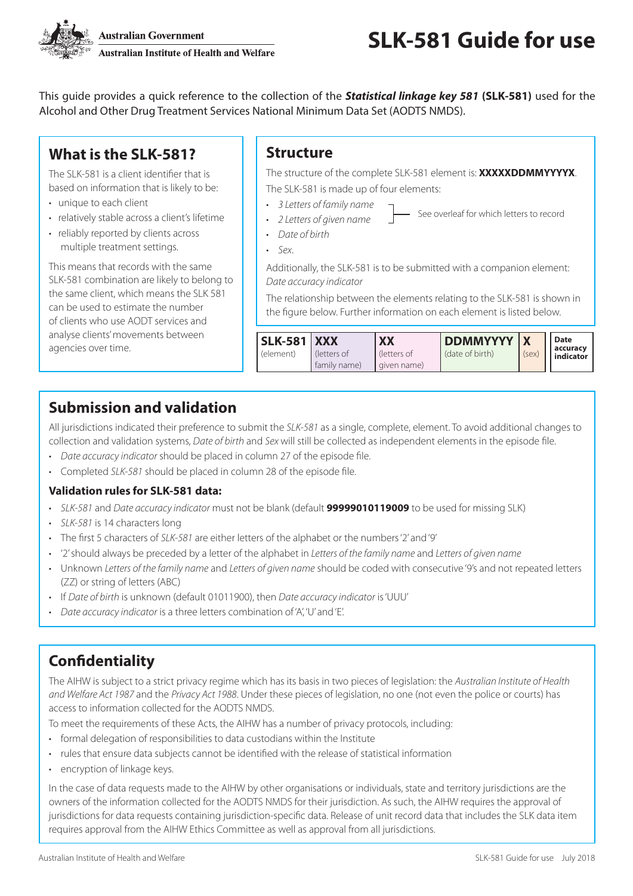Australian Government

Australian Institute of Health and Welfare

# SLK-581 Guide for use

This guide provides a quick reference to the collection of the ***Statistical linkage key 581*** **(SLK-581)** used for the Alcohol and Other Drug Treatment Services National Minimum Data Set (AODTS NMDS).

## What is the SLK-581?

The SLK-581 is a client identifier that is based on information that is likely to be:

- unique to each client
- relatively stable across a client's lifetime
- reliably reported by clients across multiple treatment settings.

This means that records with the same SLK-581 combination are likely to belong to the same client, which means the SLK 581 can be used to estimate the number of clients who use AODT services and analyse clients' movements between agencies over time.

## Structure

The structure of the complete SLK-581 element is: **XXXXXDDMMYYYYX**.

The SLK-581 is made up of four elements:

- *3 Letters of family name*
- *2 Letters of given name*
- *Date of birth*
- *Sex*.

(See overleaf for which letters to record)

Additionally, the SLK-581 is to be submitted with a companion element: *Date accuracy indicator*

The relationship between the elements relating to the SLK-581 is shown in the figure below. Further information on each element is listed below.

| **SLK-581** (element) | **XXX** (letters of family name) | **XX** (letters of given name) | **DDMMYYYY** (date of birth) | **X** (sex) | **Date accuracy indicator** |
|---|---|---|---|---|---|

## Submission and validation

All jurisdictions indicated their preference to submit the *SLK-581* as a single, complete, element. To avoid additional changes to collection and validation systems, *Date of birth* and *Sex* will still be collected as independent elements in the episode file.

- *Date accuracy indicator* should be placed in column 27 of the episode file.
- Completed *SLK-581* should be placed in column 28 of the episode file.

### Validation rules for SLK-581 data:

- *SLK-581* and *Date accuracy indicator* must not be blank (default **99999010119009** to be used for missing SLK)
- *SLK-581* is 14 characters long
- The first 5 characters of *SLK-581* are either letters of the alphabet or the numbers '2' and '9'
- '2' should always be preceded by a letter of the alphabet in *Letters of the family name* and *Letters of given name*
- Unknown *Letters of the family name* and *Letters of given name* should be coded with consecutive '9's and not repeated letters (ZZ) or string of letters (ABC)
- If *Date of birth* is unknown (default 01011900), then *Date accuracy indicator* is 'UUU'
- *Date accuracy indicator* is a three letters combination of 'A', 'U' and 'E'.

## Confidentiality

The AIHW is subject to a strict privacy regime which has its basis in two pieces of legislation: the *Australian Institute of Health and Welfare Act 1987* and the *Privacy Act 1988*. Under these pieces of legislation, no one (not even the police or courts) has access to information collected for the AODTS NMDS.

To meet the requirements of these Acts, the AIHW has a number of privacy protocols, including:

- formal delegation of responsibilities to data custodians within the Institute
- rules that ensure data subjects cannot be identified with the release of statistical information
- encryption of linkage keys.

In the case of data requests made to the AIHW by other organisations or individuals, state and territory jurisdictions are the owners of the information collected for the AODTS NMDS for their jurisdiction. As such, the AIHW requires the approval of jurisdictions for data requests containing jurisdiction-specific data. Release of unit record data that includes the SLK data item requires approval from the AIHW Ethics Committee as well as approval from all jurisdictions.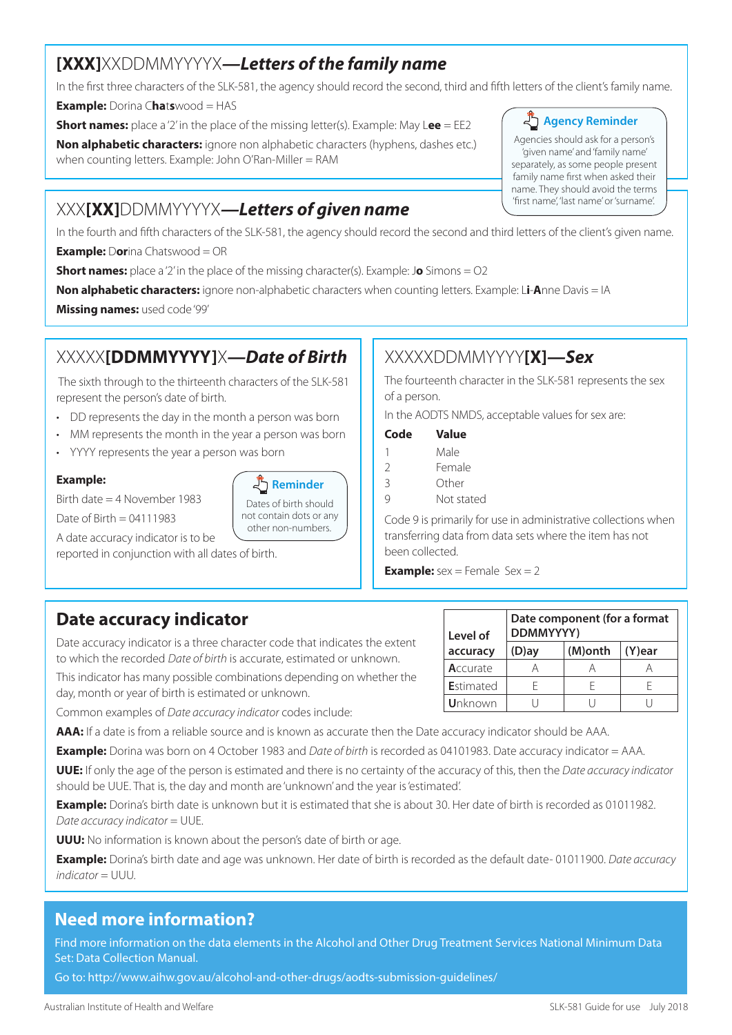## **[XXX]**XXDDMMYYYYX—*Letters of the family name*

In the first three characters of the SLK-581, the agency should record the second, third and fifth letters of the client's family name.

**Example:** Dorina C**ha**t**s**wood = HAS

**Short names:** place a '2' in the place of the missing letter(s). Example: May L**ee** = EE2

**Non alphabetic characters:** ignore non alphabetic characters (hyphens, dashes etc.) when counting letters. Example: John O'Ran-Miller = RAM

**Agency Reminder**

Agencies should ask for a person's 'given name' and 'family name' separately, as some people present family name first when asked their name. They should avoid the terms 'first name', 'last name' or 'surname'.

## XXX**[XX]**DDMMYYYYX—*Letters of given name*

In the fourth and fifth characters of the SLK-581, the agency should record the second and third letters of the client's given name.

**Example:** D**or**ina Chatswood = OR

**Short names:** place a '2' in the place of the missing character(s). Example: J**o** Simons = O2

**Non alphabetic characters:** ignore non-alphabetic characters when counting letters. Example: L**i**-**A**nne Davis = IA

**Missing names:** used code '99'

## XXXXX**[DDMMYYYY]**X—*Date of Birth*

The sixth through to the thirteenth characters of the SLK-581 represent the person's date of birth.

- DD represents the day in the month a person was born
- MM represents the month in the year a person was born
- YYYY represents the year a person was born

**Example:**

Birth date = 4 November 1983

Date of Birth = 04111983

A date accuracy indicator is to be reported in conjunction with all dates of birth.

**Reminder**

Dates of birth should not contain dots or any other non-numbers.

## XXXXXDDMMYYYY**[X]**—*Sex*

The fourteenth character in the SLK-581 represents the sex of a person.

In the AODTS NMDS, acceptable values for sex are:

| Code | Value |
|---|---|
| 1 | Male |
| 2 | Female |
| 3 | Other |
| 9 | Not stated |

Code 9 is primarily for use in administrative collections when transferring data from data sets where the item has not been collected.

**Example:** sex = Female Sex = 2

## Date accuracy indicator

Date accuracy indicator is a three character code that indicates the extent to which the recorded *Date of birth* is accurate, estimated or unknown.

This indicator has many possible combinations depending on whether the day, month or year of birth is estimated or unknown.

| Level of accuracy | Date component (for a format DDMMYYYY) | | |
|---|---|---|---|
| | (D)ay | (M)onth | (Y)ear |
| **A**ccurate | A | A | A |
| **E**stimated | E | E | E |
| **U**nknown | U | U | U |

Common examples of *Date accuracy indicator* codes include:

**AAA:** If a date is from a reliable source and is known as accurate then the Date accuracy indicator should be AAA.

**Example:** Dorina was born on 4 October 1983 and *Date of birth* is recorded as 04101983. Date accuracy indicator = AAA.

**UUE:** If only the age of the person is estimated and there is no certainty of the accuracy of this, then the *Date accuracy indicator* should be UUE. That is, the day and month are 'unknown' and the year is 'estimated'.

**Example:** Dorina's birth date is unknown but it is estimated that she is about 30. Her date of birth is recorded as 01011982. *Date accuracy indicator* = UUE.

**UUU:** No information is known about the person's date of birth or age.

**Example:** Dorina's birth date and age was unknown. Her date of birth is recorded as the default date- 01011900. *Date accuracy indicator* = UUU.

## Need more information?

Find more information on the data elements in the Alcohol and Other Drug Treatment Services National Minimum Data Set: Data Collection Manual.

Go to: http://www.aihw.gov.au/alcohol-and-other-drugs/aodts-submission-guidelines/